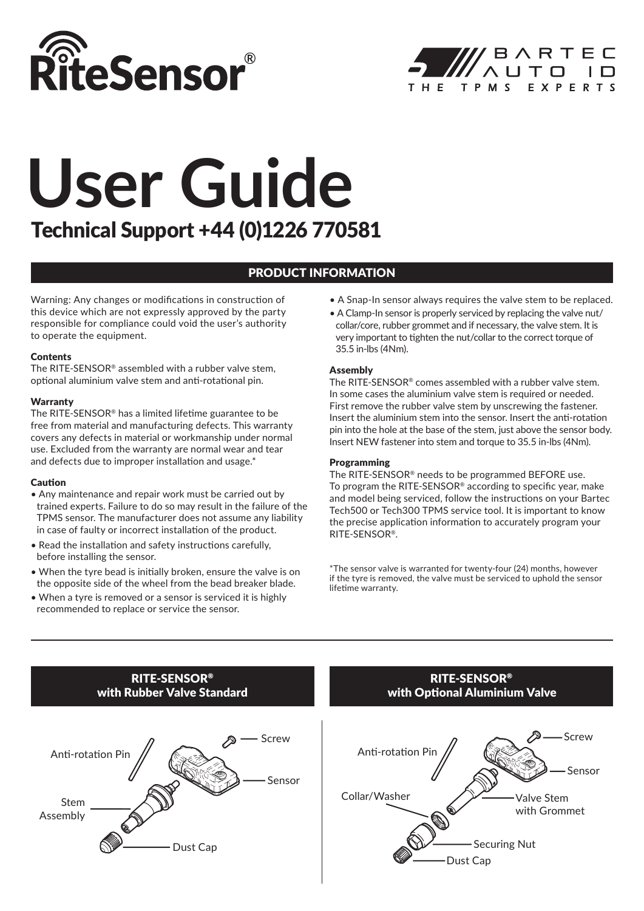# RiteSensor®

BARTEC AUTO ID
THE TPMS EXPERTS

# User Guide

## Technical Support +44 (0)1226 770581

## PRODUCT INFORMATION

Warning: Any changes or modifications in construction of this device which are not expressly approved by the party responsible for compliance could void the user's authority to operate the equipment.

### Contents

The RITE-SENSOR® assembled with a rubber valve stem, optional aluminium valve stem and anti-rotational pin.

### Warranty

The RITE-SENSOR® has a limited lifetime guarantee to be free from material and manufacturing defects. This warranty covers any defects in material or workmanship under normal use. Excluded from the warranty are normal wear and tear and defects due to improper installation and usage.*

### Caution

- Any maintenance and repair work must be carried out by trained experts. Failure to do so may result in the failure of the TPMS sensor. The manufacturer does not assume any liability in case of faulty or incorrect installation of the product.
- Read the installation and safety instructions carefully, before installing the sensor.
- When the tyre bead is initially broken, ensure the valve is on the opposite side of the wheel from the bead breaker blade.
- When a tyre is removed or a sensor is serviced it is highly recommended to replace or service the sensor.
- A Snap-In sensor always requires the valve stem to be replaced.
- A Clamp-In sensor is properly serviced by replacing the valve nut/collar/core, rubber grommet and if necessary, the valve stem. It is very important to tighten the nut/collar to the correct torque of 35.5 in-lbs (4Nm).

### Assembly

The RITE-SENSOR® comes assembled with a rubber valve stem. In some cases the aluminium valve stem is required or needed. First remove the rubber valve stem by unscrewing the fastener. Insert the aluminium stem into the sensor. Insert the anti-rotation pin into the hole at the base of the stem, just above the sensor body. Insert NEW fastener into stem and torque to 35.5 in-lbs (4Nm).

### Programming

The RITE-SENSOR® needs to be programmed BEFORE use. To program the RITE-SENSOR® according to specific year, make and model being serviced, follow the instructions on your Bartec Tech500 or Tech300 TPMS service tool. It is important to know the precise application information to accurately program your RITE-SENSOR®.

*The sensor valve is warranted for twenty-four (24) months, however if the tyre is removed, the valve must be serviced to uphold the sensor lifetime warranty.

## RITE-SENSOR® with Rubber Valve Standard

Anti-rotation Pin, Screw, Sensor, Stem Assembly, Dust Cap

## RITE-SENSOR® with Optional Aluminium Valve

Anti-rotation Pin, Screw, Sensor, Collar/Washer, Valve Stem with Grommet, Securing Nut, Dust Cap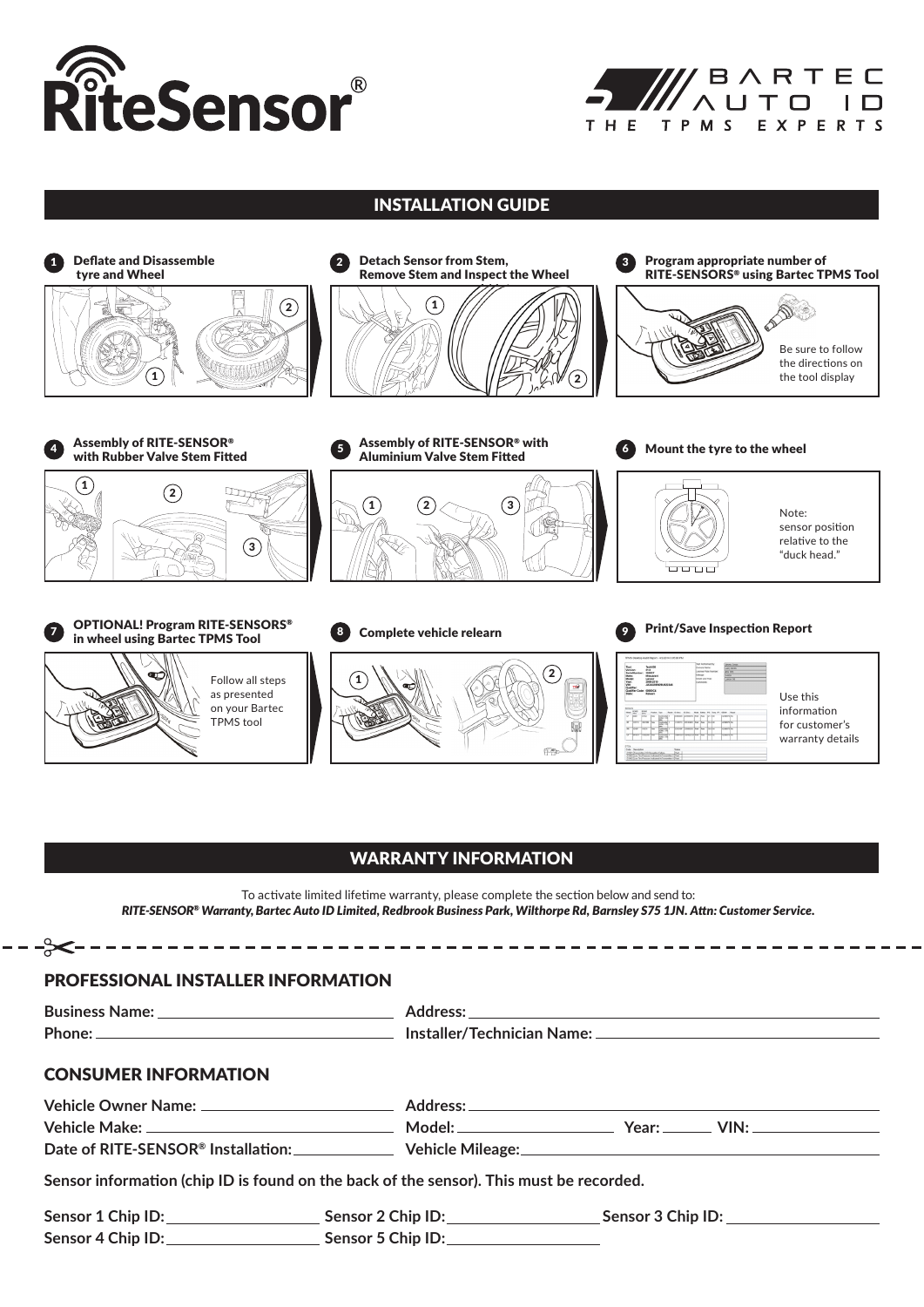# RiteSensor®

BARTEC AUTO ID
THE TPMS EXPERTS

## INSTALLATION GUIDE

**1 Deflate and Disassemble tyre and Wheel**

**2 Detach Sensor from Stem, Remove Stem and Inspect the Wheel**

**3 Program appropriate number of RITE-SENSORS® using Bartec TPMS Tool**

Be sure to follow the directions on the tool display

**4 Assembly of RITE-SENSOR® with Rubber Valve Stem Fitted**

**5 Assembly of RITE-SENSOR® with Aluminium Valve Stem Fitted**

**6 Mount the tyre to the wheel**

Note: sensor position relative to the "duck head."

**7 OPTIONAL! Program RITE-SENSORS® in wheel using Bartec TPMS Tool**

Follow all steps as presented on your Bartec TPMS tool

**8 Complete vehicle relearn**

**9 Print/Save Inspection Report**

Use this information for customer's warranty details

## WARRANTY INFORMATION

To activate limited lifetime warranty, please complete the section below and send to:

***RITE-SENSOR® Warranty, Bartec Auto ID Limited, Redbrook Business Park, Wilthorpe Rd, Barnsley S75 1JN. Attn: Customer Service.***

## PROFESSIONAL INSTALLER INFORMATION

**Business Name:** ____________________ **Address:** ____________________

**Phone:** ____________________ **Installer/Technician Name:** ____________________

## CONSUMER INFORMATION

**Vehicle Owner Name:** ____________________ **Address:** ____________________

**Vehicle Make:** ____________________ **Model:** ____________ **Year:** ______ **VIN:** ____________

**Date of RITE-SENSOR® Installation:** ____________ **Vehicle Mileage:** ____________________

**Sensor information (chip ID is found on the back of the sensor). This must be recorded.**

**Sensor 1 Chip ID:** ____________ **Sensor 2 Chip ID:** ____________ **Sensor 3 Chip ID:** ____________

**Sensor 4 Chip ID:** ____________ **Sensor 5 Chip ID:** ____________